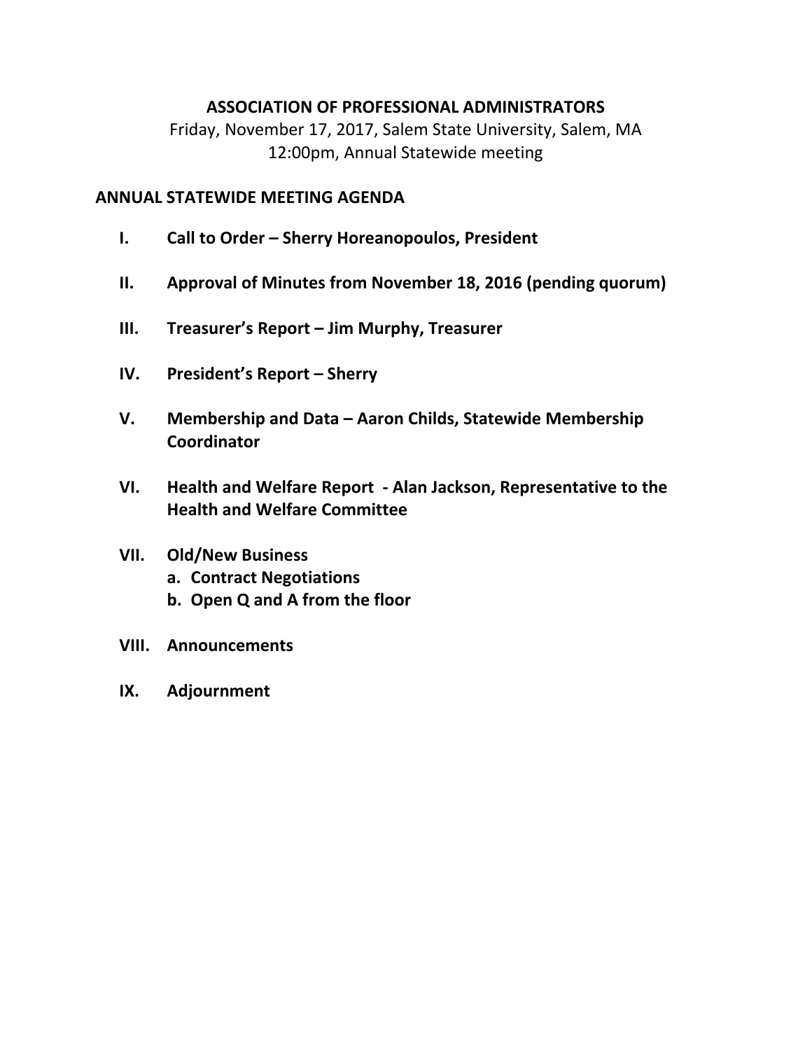# ASSOCIATION OF PROFESSIONAL ADMINISTRATORS

Friday, November 17, 2017, Salem State University, Salem, MA

12:00pm, Annual Statewide meeting

## ANNUAL STATEWIDE MEETING AGENDA

I. **Call to Order – Sherry Horeanopoulos, President**

II. **Approval of Minutes from November 18, 2016 (pending quorum)**

III. **Treasurer's Report – Jim Murphy, Treasurer**

IV. **President's Report – Sherry**

V. **Membership and Data – Aaron Childs, Statewide Membership Coordinator**

VI. **Health and Welfare Report - Alan Jackson, Representative to the Health and Welfare Committee**

VII. **Old/New Business**
   a. **Contract Negotiations**
   b. **Open Q and A from the floor**

VIII. **Announcements**

IX. **Adjournment**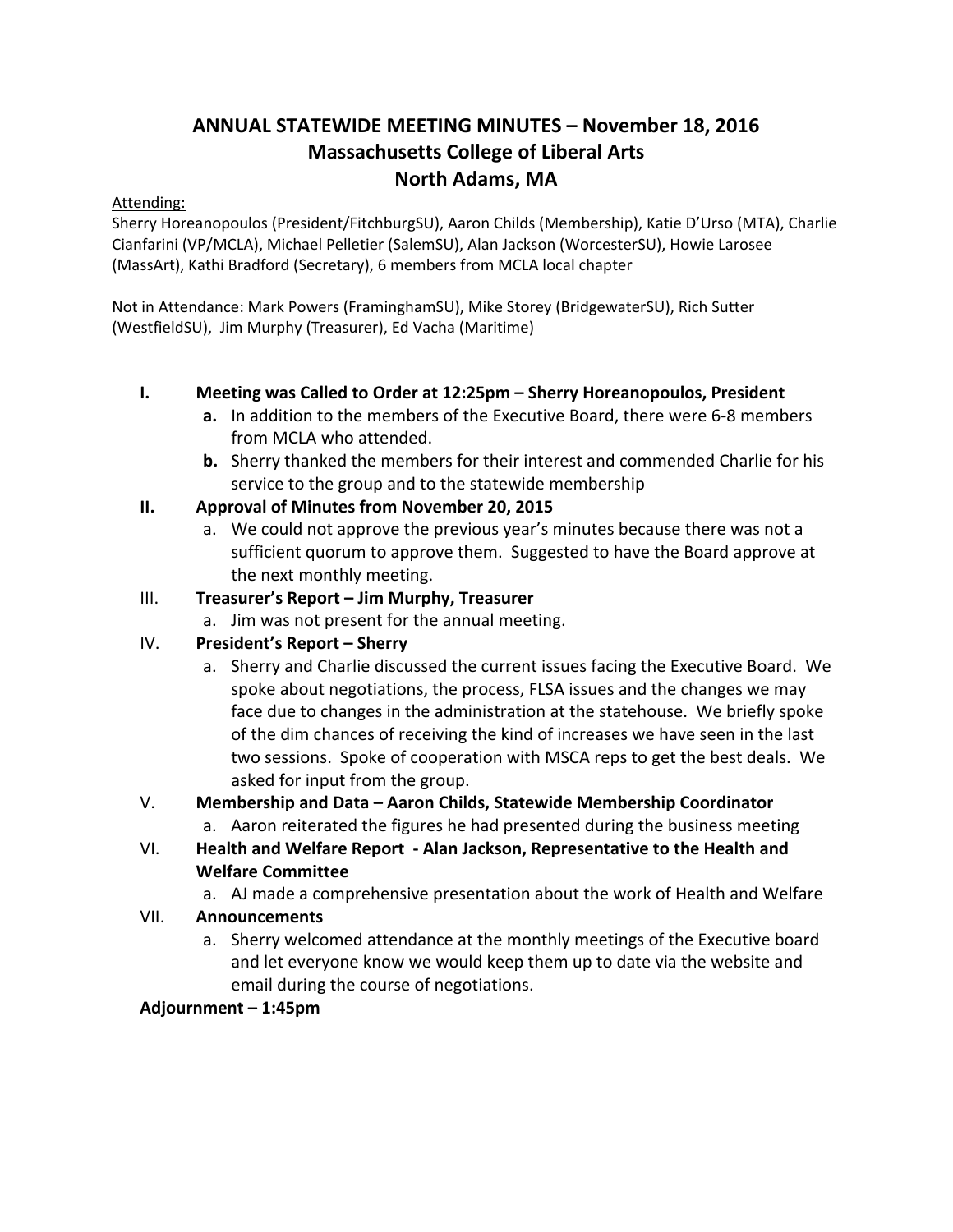# ANNUAL STATEWIDE MEETING MINUTES – November 18, 2016
## Massachusetts College of Liberal Arts
## North Adams, MA

Attending:
Sherry Horeanopoulos (President/FitchburgSU), Aaron Childs (Membership), Katie D'Urso (MTA), Charlie Cianfarini (VP/MCLA), Michael Pelletier (SalemSU), Alan Jackson (WorcesterSU), Howie Larosee (MassArt), Kathi Bradford (Secretary), 6 members from MCLA local chapter

Not in Attendance: Mark Powers (FraminghamSU), Mike Storey (BridgewaterSU), Rich Sutter (WestfieldSU), Jim Murphy (Treasurer), Ed Vacha (Maritime)

**I. Meeting was Called to Order at 12:25pm – Sherry Horeanopoulos, President**

- **a.** In addition to the members of the Executive Board, there were 6-8 members from MCLA who attended.
- **b.** Sherry thanked the members for their interest and commended Charlie for his service to the group and to the statewide membership

**II. Approval of Minutes from November 20, 2015**

- a. We could not approve the previous year's minutes because there was not a sufficient quorum to approve them. Suggested to have the Board approve at the next monthly meeting.

III. **Treasurer's Report – Jim Murphy, Treasurer**

- a. Jim was not present for the annual meeting.

IV. **President's Report – Sherry**

- a. Sherry and Charlie discussed the current issues facing the Executive Board. We spoke about negotiations, the process, FLSA issues and the changes we may face due to changes in the administration at the statehouse. We briefly spoke of the dim chances of receiving the kind of increases we have seen in the last two sessions. Spoke of cooperation with MSCA reps to get the best deals. We asked for input from the group.

V. **Membership and Data – Aaron Childs, Statewide Membership Coordinator**

- a. Aaron reiterated the figures he had presented during the business meeting

VI. **Health and Welfare Report - Alan Jackson, Representative to the Health and Welfare Committee**

- a. AJ made a comprehensive presentation about the work of Health and Welfare

VII. **Announcements**

- a. Sherry welcomed attendance at the monthly meetings of the Executive board and let everyone know we would keep them up to date via the website and email during the course of negotiations.

**Adjournment – 1:45pm**